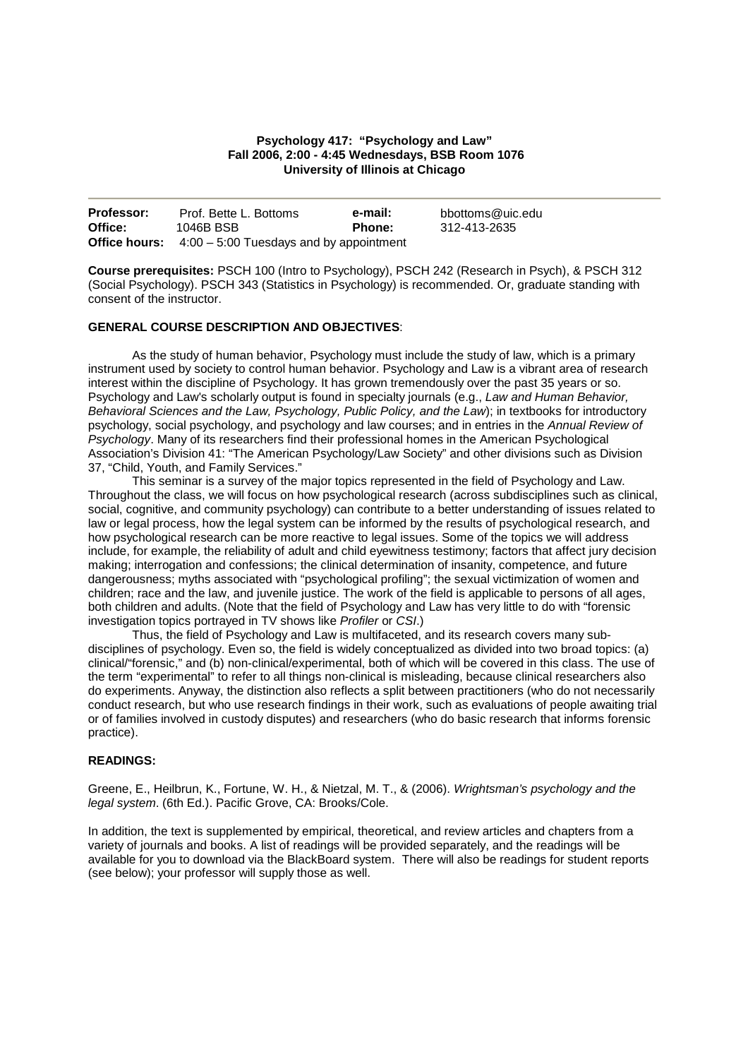**Psychology 417: "Psychology and Law"**
**Fall 2006, 2:00 - 4:45 Wednesdays, BSB Room 1076**
**University of Illinois at Chicago**

---

| | | | |
|---|---|---|---|
| **Professor:** | Prof. Bette L. Bottoms | **e-mail:** | bbottoms@uic.edu |
| **Office:** | 1046B BSB | **Phone:** | 312-413-2635 |
| **Office hours:** | 4:00 – 5:00 Tuesdays and by appointment | | |

**Course prerequisites:** PSCH 100 (Intro to Psychology), PSCH 242 (Research in Psych), & PSCH 312 (Social Psychology). PSCH 343 (Statistics in Psychology) is recommended. Or, graduate standing with consent of the instructor.

**GENERAL COURSE DESCRIPTION AND OBJECTIVES**:

As the study of human behavior, Psychology must include the study of law, which is a primary instrument used by society to control human behavior. Psychology and Law is a vibrant area of research interest within the discipline of Psychology. It has grown tremendously over the past 35 years or so. Psychology and Law's scholarly output is found in specialty journals (e.g., *Law and Human Behavior, Behavioral Sciences and the Law, Psychology, Public Policy, and the Law*); in textbooks for introductory psychology, social psychology, and psychology and law courses; and in entries in the *Annual Review of Psychology*. Many of its researchers find their professional homes in the American Psychological Association's Division 41: "The American Psychology/Law Society" and other divisions such as Division 37, "Child, Youth, and Family Services."

This seminar is a survey of the major topics represented in the field of Psychology and Law. Throughout the class, we will focus on how psychological research (across subdisciplines such as clinical, social, cognitive, and community psychology) can contribute to a better understanding of issues related to law or legal process, how the legal system can be informed by the results of psychological research, and how psychological research can be more reactive to legal issues. Some of the topics we will address include, for example, the reliability of adult and child eyewitness testimony; factors that affect jury decision making; interrogation and confessions; the clinical determination of insanity, competence, and future dangerousness; myths associated with "psychological profiling"; the sexual victimization of women and children; race and the law, and juvenile justice. The work of the field is applicable to persons of all ages, both children and adults. (Note that the field of Psychology and Law has very little to do with "forensic investigation topics portrayed in TV shows like *Profiler* or *CSI*.)

Thus, the field of Psychology and Law is multifaceted, and its research covers many sub-disciplines of psychology. Even so, the field is widely conceptualized as divided into two broad topics: (a) clinical/"forensic," and (b) non-clinical/experimental, both of which will be covered in this class. The use of the term "experimental" to refer to all things non-clinical is misleading, because clinical researchers also do experiments. Anyway, the distinction also reflects a split between practitioners (who do not necessarily conduct research, but who use research findings in their work, such as evaluations of people awaiting trial or of families involved in custody disputes) and researchers (who do basic research that informs forensic practice).

**READINGS:**

Greene, E., Heilbrun, K., Fortune, W. H., & Nietzal, M. T., & (2006). *Wrightsman's psychology and the legal system*. (6th Ed.). Pacific Grove, CA: Brooks/Cole.

In addition, the text is supplemented by empirical, theoretical, and review articles and chapters from a variety of journals and books. A list of readings will be provided separately, and the readings will be available for you to download via the BlackBoard system. There will also be readings for student reports (see below); your professor will supply those as well.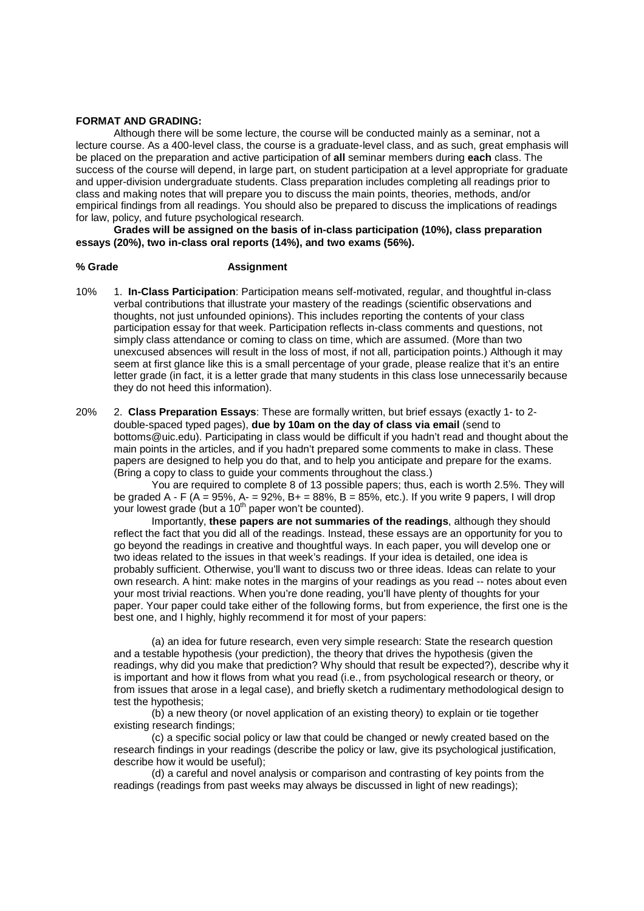**FORMAT AND GRADING:**

Although there will be some lecture, the course will be conducted mainly as a seminar, not a lecture course. As a 400-level class, the course is a graduate-level class, and as such, great emphasis will be placed on the preparation and active participation of **all** seminar members during **each** class. The success of the course will depend, in large part, on student participation at a level appropriate for graduate and upper-division undergraduate students. Class preparation includes completing all readings prior to class and making notes that will prepare you to discuss the main points, theories, methods, and/or empirical findings from all readings. You should also be prepared to discuss the implications of readings for law, policy, and future psychological research.

**Grades will be assigned on the basis of in-class participation (10%), class preparation essays (20%), two in-class oral reports (14%), and two exams (56%).**

**% Grade Assignment**

10% 1. **In-Class Participation**: Participation means self-motivated, regular, and thoughtful in-class verbal contributions that illustrate your mastery of the readings (scientific observations and thoughts, not just unfounded opinions). This includes reporting the contents of your class participation essay for that week. Participation reflects in-class comments and questions, not simply class attendance or coming to class on time, which are assumed. (More than two unexcused absences will result in the loss of most, if not all, participation points.) Although it may seem at first glance like this is a small percentage of your grade, please realize that it's an entire letter grade (in fact, it is a letter grade that many students in this class lose unnecessarily because they do not heed this information).

20% 2. **Class Preparation Essays**: These are formally written, but brief essays (exactly 1- to 2-double-spaced typed pages), **due by 10am on the day of class via email** (send to bottoms@uic.edu). Participating in class would be difficult if you hadn't read and thought about the main points in the articles, and if you hadn't prepared some comments to make in class. These papers are designed to help you do that, and to help you anticipate and prepare for the exams. (Bring a copy to class to guide your comments throughout the class.)

You are required to complete 8 of 13 possible papers; thus, each is worth 2.5%. They will be graded A - F (A = 95%, A- = 92%, B+ = 88%, B = 85%, etc.). If you write 9 papers, I will drop your lowest grade (but a 10th paper won't be counted).

Importantly, **these papers are not summaries of the readings**, although they should reflect the fact that you did all of the readings. Instead, these essays are an opportunity for you to go beyond the readings in creative and thoughtful ways. In each paper, you will develop one or two ideas related to the issues in that week's readings. If your idea is detailed, one idea is probably sufficient. Otherwise, you'll want to discuss two or three ideas. Ideas can relate to your own research. A hint: make notes in the margins of your readings as you read -- notes about even your most trivial reactions. When you're done reading, you'll have plenty of thoughts for your paper. Your paper could take either of the following forms, but from experience, the first one is the best one, and I highly, highly recommend it for most of your papers:

(a) an idea for future research, even very simple research: State the research question and a testable hypothesis (your prediction), the theory that drives the hypothesis (given the readings, why did you make that prediction? Why should that result be expected?), describe why it is important and how it flows from what you read (i.e., from psychological research or theory, or from issues that arose in a legal case), and briefly sketch a rudimentary methodological design to test the hypothesis;

(b) a new theory (or novel application of an existing theory) to explain or tie together existing research findings;

(c) a specific social policy or law that could be changed or newly created based on the research findings in your readings (describe the policy or law, give its psychological justification, describe how it would be useful);

(d) a careful and novel analysis or comparison and contrasting of key points from the readings (readings from past weeks may always be discussed in light of new readings);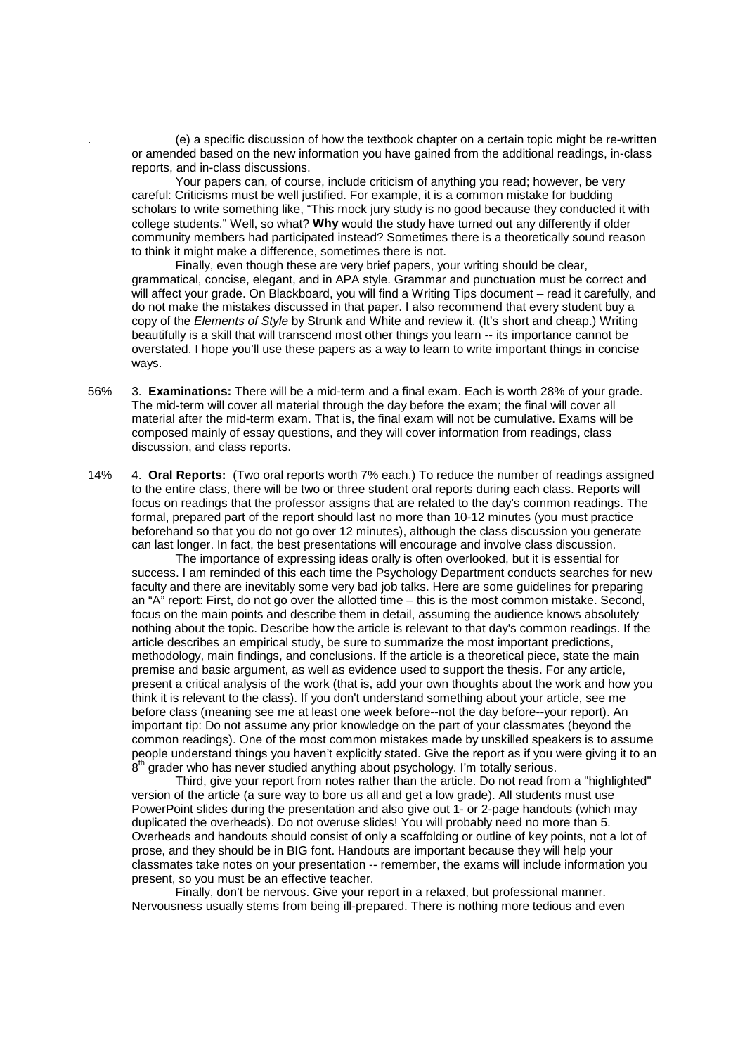(e) a specific discussion of how the textbook chapter on a certain topic might be re-written or amended based on the new information you have gained from the additional readings, in-class reports, and in-class discussions.

Your papers can, of course, include criticism of anything you read; however, be very careful: Criticisms must be well justified. For example, it is a common mistake for budding scholars to write something like, "This mock jury study is no good because they conducted it with college students." Well, so what? **Why** would the study have turned out any differently if older community members had participated instead? Sometimes there is a theoretically sound reason to think it might make a difference, sometimes there is not.

Finally, even though these are very brief papers, your writing should be clear, grammatical, concise, elegant, and in APA style. Grammar and punctuation must be correct and will affect your grade. On Blackboard, you will find a Writing Tips document – read it carefully, and do not make the mistakes discussed in that paper. I also recommend that every student buy a copy of the *Elements of Style* by Strunk and White and review it. (It's short and cheap.) Writing beautifully is a skill that will transcend most other things you learn -- its importance cannot be overstated. I hope you'll use these papers as a way to learn to write important things in concise ways.

56% 3. **Examinations:** There will be a mid-term and a final exam. Each is worth 28% of your grade. The mid-term will cover all material through the day before the exam; the final will cover all material after the mid-term exam. That is, the final exam will not be cumulative. Exams will be composed mainly of essay questions, and they will cover information from readings, class discussion, and class reports.

14% 4. **Oral Reports:** (Two oral reports worth 7% each.) To reduce the number of readings assigned to the entire class, there will be two or three student oral reports during each class. Reports will focus on readings that the professor assigns that are related to the day's common readings. The formal, prepared part of the report should last no more than 10-12 minutes (you must practice beforehand so that you do not go over 12 minutes), although the class discussion you generate can last longer. In fact, the best presentations will encourage and involve class discussion.

The importance of expressing ideas orally is often overlooked, but it is essential for success. I am reminded of this each time the Psychology Department conducts searches for new faculty and there are inevitably some very bad job talks. Here are some guidelines for preparing an "A" report: First, do not go over the allotted time – this is the most common mistake. Second, focus on the main points and describe them in detail, assuming the audience knows absolutely nothing about the topic. Describe how the article is relevant to that day's common readings. If the article describes an empirical study, be sure to summarize the most important predictions, methodology, main findings, and conclusions. If the article is a theoretical piece, state the main premise and basic argument, as well as evidence used to support the thesis. For any article, present a critical analysis of the work (that is, add your own thoughts about the work and how you think it is relevant to the class). If you don't understand something about your article, see me before class (meaning see me at least one week before--not the day before--your report). An important tip: Do not assume any prior knowledge on the part of your classmates (beyond the common readings). One of the most common mistakes made by unskilled speakers is to assume people understand things you haven't explicitly stated. Give the report as if you were giving it to an 8th grader who has never studied anything about psychology. I'm totally serious.

Third, give your report from notes rather than the article. Do not read from a "highlighted" version of the article (a sure way to bore us all and get a low grade). All students must use PowerPoint slides during the presentation and also give out 1- or 2-page handouts (which may duplicated the overheads). Do not overuse slides! You will probably need no more than 5. Overheads and handouts should consist of only a scaffolding or outline of key points, not a lot of prose, and they should be in BIG font. Handouts are important because they will help your classmates take notes on your presentation -- remember, the exams will include information you present, so you must be an effective teacher.

Finally, don't be nervous. Give your report in a relaxed, but professional manner. Nervousness usually stems from being ill-prepared. There is nothing more tedious and even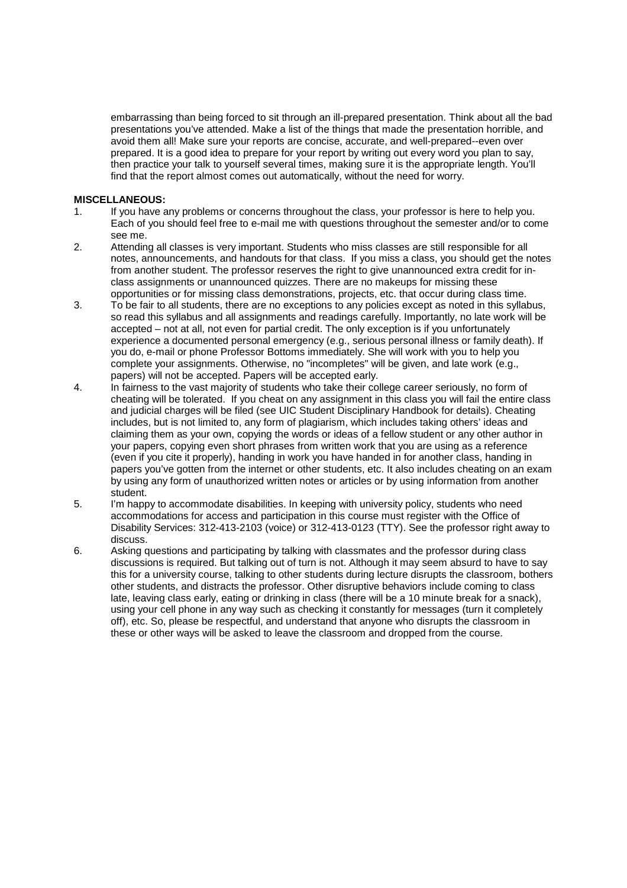embarrassing than being forced to sit through an ill-prepared presentation. Think about all the bad presentations you've attended. Make a list of the things that made the presentation horrible, and avoid them all! Make sure your reports are concise, accurate, and well-prepared--even over prepared. It is a good idea to prepare for your report by writing out every word you plan to say, then practice your talk to yourself several times, making sure it is the appropriate length. You'll find that the report almost comes out automatically, without the need for worry.

**MISCELLANEOUS:**

1. If you have any problems or concerns throughout the class, your professor is here to help you. Each of you should feel free to e-mail me with questions throughout the semester and/or to come see me.
2. Attending all classes is very important. Students who miss classes are still responsible for all notes, announcements, and handouts for that class. If you miss a class, you should get the notes from another student. The professor reserves the right to give unannounced extra credit for in-class assignments or unannounced quizzes. There are no makeups for missing these opportunities or for missing class demonstrations, projects, etc. that occur during class time.
3. To be fair to all students, there are no exceptions to any policies except as noted in this syllabus, so read this syllabus and all assignments and readings carefully. Importantly, no late work will be accepted – not at all, not even for partial credit. The only exception is if you unfortunately experience a documented personal emergency (e.g., serious personal illness or family death). If you do, e-mail or phone Professor Bottoms immediately. She will work with you to help you complete your assignments. Otherwise, no "incompletes" will be given, and late work (e.g., papers) will not be accepted. Papers will be accepted early.
4. In fairness to the vast majority of students who take their college career seriously, no form of cheating will be tolerated. If you cheat on any assignment in this class you will fail the entire class and judicial charges will be filed (see UIC Student Disciplinary Handbook for details). Cheating includes, but is not limited to, any form of plagiarism, which includes taking others' ideas and claiming them as your own, copying the words or ideas of a fellow student or any other author in your papers, copying even short phrases from written work that you are using as a reference (even if you cite it properly), handing in work you have handed in for another class, handing in papers you've gotten from the internet or other students, etc. It also includes cheating on an exam by using any form of unauthorized written notes or articles or by using information from another student.
5. I'm happy to accommodate disabilities. In keeping with university policy, students who need accommodations for access and participation in this course must register with the Office of Disability Services: 312-413-2103 (voice) or 312-413-0123 (TTY). See the professor right away to discuss.
6. Asking questions and participating by talking with classmates and the professor during class discussions is required. But talking out of turn is not. Although it may seem absurd to have to say this for a university course, talking to other students during lecture disrupts the classroom, bothers other students, and distracts the professor. Other disruptive behaviors include coming to class late, leaving class early, eating or drinking in class (there will be a 10 minute break for a snack), using your cell phone in any way such as checking it constantly for messages (turn it completely off), etc. So, please be respectful, and understand that anyone who disrupts the classroom in these or other ways will be asked to leave the classroom and dropped from the course.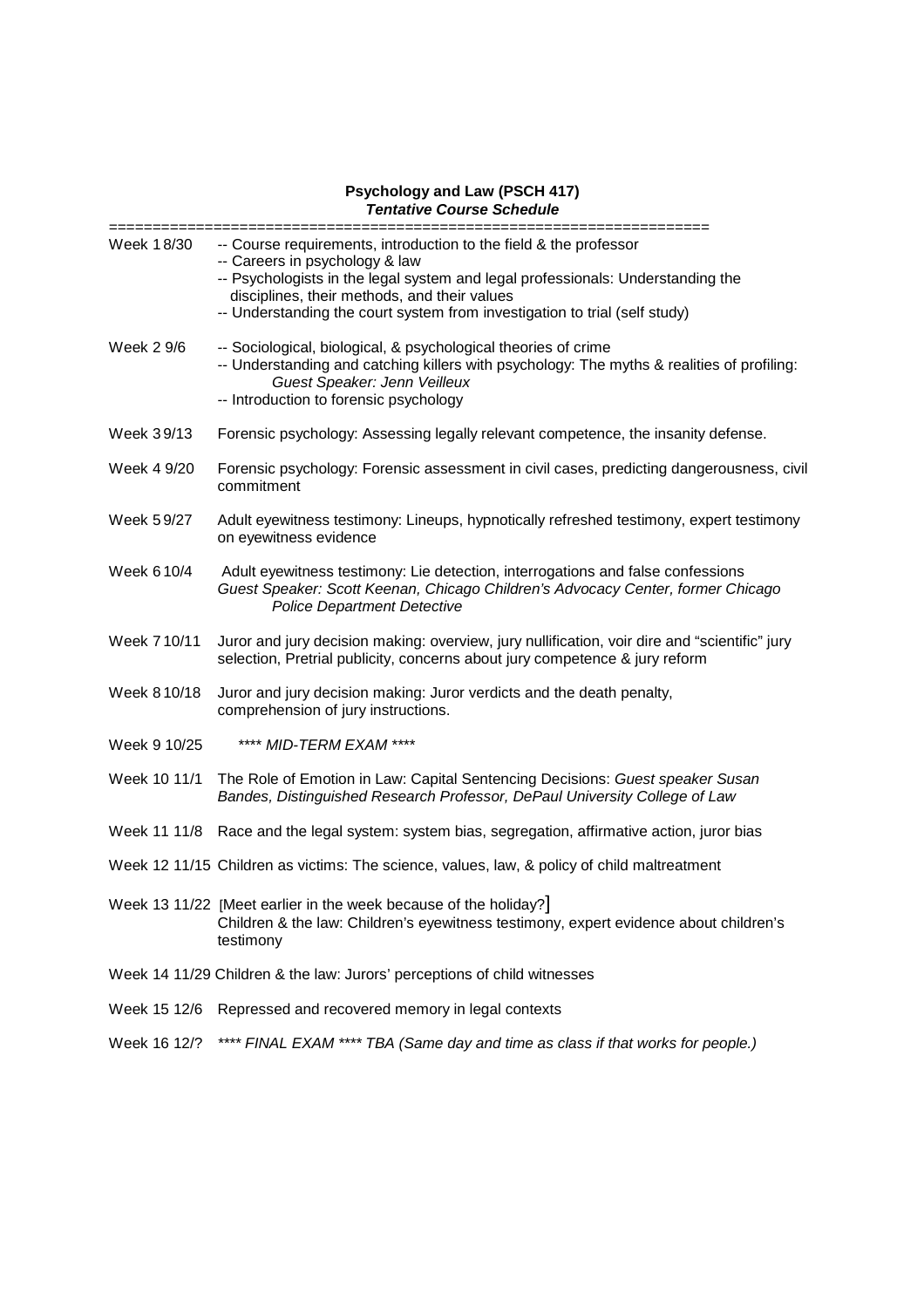**Psychology and Law (PSCH 417)**
***Tentative Course Schedule***

===================================================================

| | |
|---|---|
| Week 1 8/30 | -- Course requirements, introduction to the field & the professor<br>-- Careers in psychology & law<br>-- Psychologists in the legal system and legal professionals: Understanding the disciplines, their methods, and their values<br>-- Understanding the court system from investigation to trial (self study) |
| Week 2 9/6 | -- Sociological, biological, & psychological theories of crime<br>-- Understanding and catching killers with psychology: The myths & realities of profiling: *Guest Speaker: Jenn Veilleux*<br>-- Introduction to forensic psychology |
| Week 3 9/13 | Forensic psychology: Assessing legally relevant competence, the insanity defense. |
| Week 4 9/20 | Forensic psychology: Forensic assessment in civil cases, predicting dangerousness, civil commitment |
| Week 5 9/27 | Adult eyewitness testimony: Lineups, hypnotically refreshed testimony, expert testimony on eyewitness evidence |
| Week 6 10/4 | Adult eyewitness testimony: Lie detection, interrogations and false confessions<br>*Guest Speaker: Scott Keenan, Chicago Children's Advocacy Center, former Chicago Police Department Detective* |
| Week 7 10/11 | Juror and jury decision making: overview, jury nullification, voir dire and "scientific" jury selection, Pretrial publicity, concerns about jury competence & jury reform |
| Week 8 10/18 | Juror and jury decision making: Juror verdicts and the death penalty, comprehension of jury instructions. |
| Week 9 10/25 | *\*\*\*\* MID-TERM EXAM \*\*\*\** |
| Week 10 11/1 | The Role of Emotion in Law: Capital Sentencing Decisions: *Guest speaker Susan Bandes, Distinguished Research Professor, DePaul University College of Law* |
| Week 11 11/8 | Race and the legal system: system bias, segregation, affirmative action, juror bias |
| Week 12 11/15 | Children as victims: The science, values, law, & policy of child maltreatment |
| Week 13 11/22 | [Meet earlier in the week because of the holiday?]<br>Children & the law: Children's eyewitness testimony, expert evidence about children's testimony |
| Week 14 11/29 | Children & the law: Jurors' perceptions of child witnesses |
| Week 15 12/6 | Repressed and recovered memory in legal contexts |
| Week 16 12/? | *\*\*\*\* FINAL EXAM \*\*\*\* TBA (Same day and time as class if that works for people.)* |